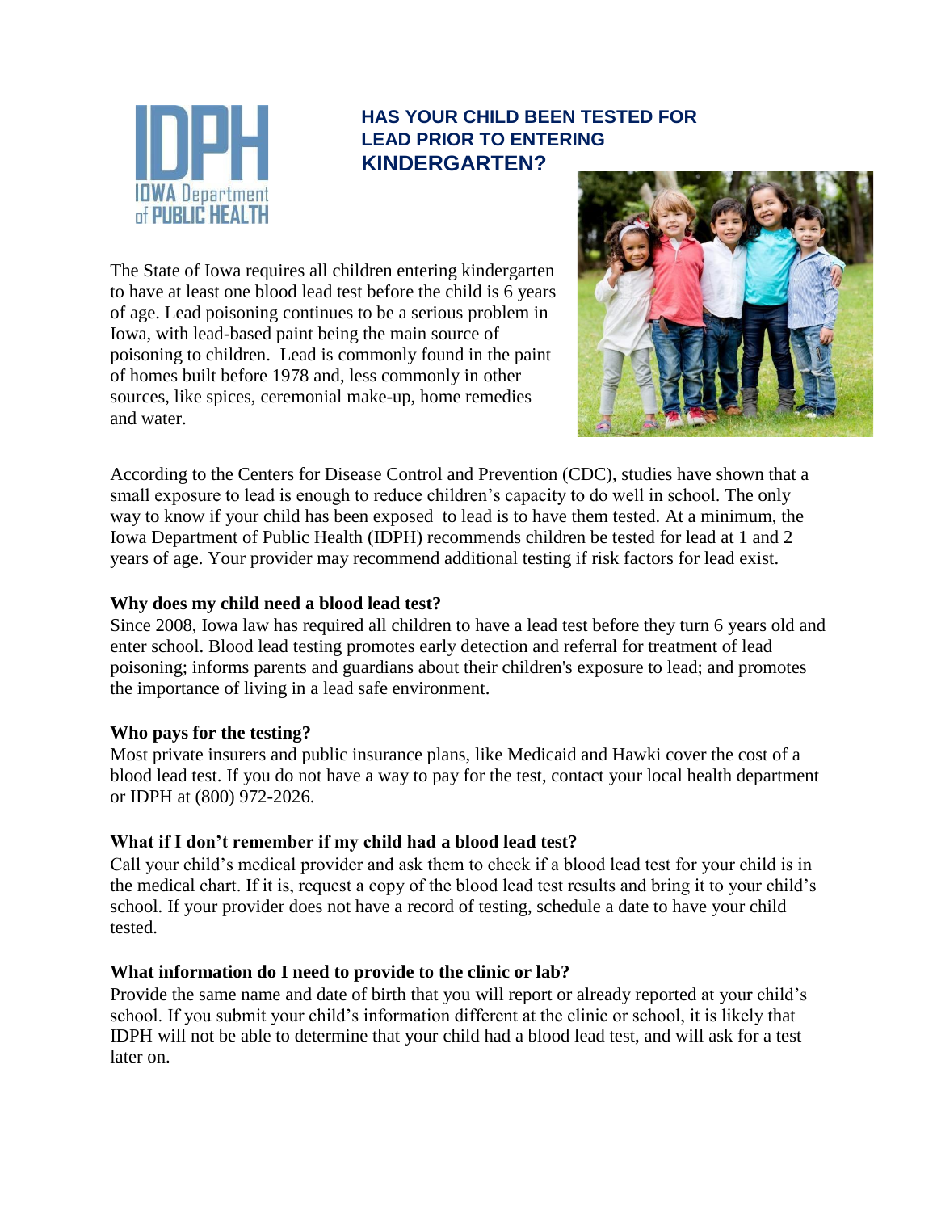# HAS YOUR CHILD BEEN TESTED FOR LEAD PRIOR TO ENTERING KINDERGARTEN?

The State of Iowa requires all children entering kindergarten to have at least one blood lead test before the child is 6 years of age. Lead poisoning continues to be a serious problem in Iowa, with lead-based paint being the main source of poisoning to children. Lead is commonly found in the paint of homes built before 1978 and, less commonly in other sources, like spices, ceremonial make-up, home remedies and water.

According to the Centers for Disease Control and Prevention (CDC), studies have shown that a small exposure to lead is enough to reduce children's capacity to do well in school. The only way to know if your child has been exposed to lead is to have them tested. At a minimum, the Iowa Department of Public Health (IDPH) recommends children be tested for lead at 1 and 2 years of age. Your provider may recommend additional testing if risk factors for lead exist.

**Why does my child need a blood lead test?**

Since 2008, Iowa law has required all children to have a lead test before they turn 6 years old and enter school. Blood lead testing promotes early detection and referral for treatment of lead poisoning; informs parents and guardians about their children's exposure to lead; and promotes the importance of living in a lead safe environment.

**Who pays for the testing?**

Most private insurers and public insurance plans, like Medicaid and Hawki cover the cost of a blood lead test. If you do not have a way to pay for the test, contact your local health department or IDPH at (800) 972-2026.

**What if I don't remember if my child had a blood lead test?**

Call your child's medical provider and ask them to check if a blood lead test for your child is in the medical chart. If it is, request a copy of the blood lead test results and bring it to your child's school. If your provider does not have a record of testing, schedule a date to have your child tested.

**What information do I need to provide to the clinic or lab?**

Provide the same name and date of birth that you will report or already reported at your child's school. If you submit your child's information different at the clinic or school, it is likely that IDPH will not be able to determine that your child had a blood lead test, and will ask for a test later on.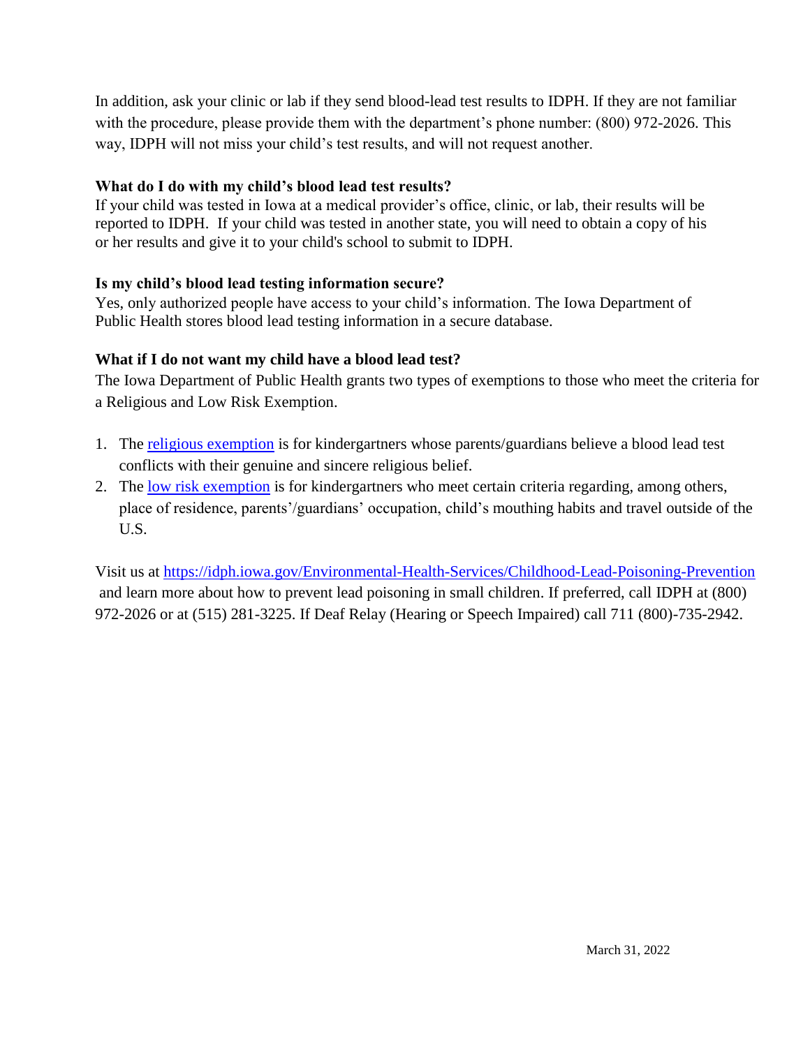In addition, ask your clinic or lab if they send blood-lead test results to IDPH. If they are not familiar with the procedure, please provide them with the department's phone number: (800) 972-2026. This way, IDPH will not miss your child's test results, and will not request another.

### What do I do with my child's blood lead test results?

If your child was tested in Iowa at a medical provider's office, clinic, or lab, their results will be reported to IDPH. If your child was tested in another state, you will need to obtain a copy of his or her results and give it to your child's school to submit to IDPH.

### Is my child's blood lead testing information secure?

Yes, only authorized people have access to your child's information. The Iowa Department of Public Health stores blood lead testing information in a secure database.

### What if I do not want my child have a blood lead test?

The Iowa Department of Public Health grants two types of exemptions to those who meet the criteria for a Religious and Low Risk Exemption.

1. The religious exemption is for kindergartners whose parents/guardians believe a blood lead test conflicts with their genuine and sincere religious belief.
2. The low risk exemption is for kindergartners who meet certain criteria regarding, among others, place of residence, parents'/guardians' occupation, child's mouthing habits and travel outside of the U.S.

Visit us at https://idph.iowa.gov/Environmental-Health-Services/Childhood-Lead-Poisoning-Prevention and learn more about how to prevent lead poisoning in small children. If preferred, call IDPH at (800) 972-2026 or at (515) 281-3225. If Deaf Relay (Hearing or Speech Impaired) call 711 (800)-735-2942.

March 31, 2022